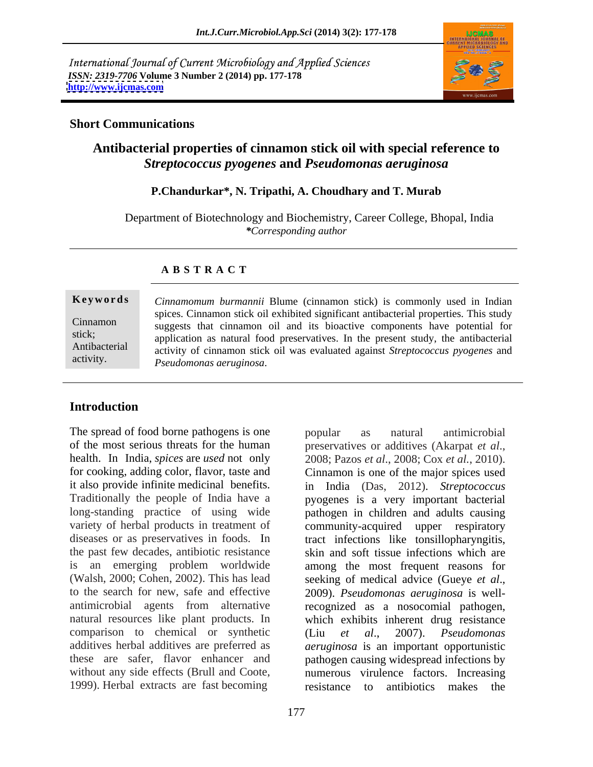International Journal of Current Microbiology and Applied Sciences
*ISSN: 2319-7706* **Volume 3 Number 2 (2014) pp. 177-178**
**http://www.ijcmas.com**

**Short Communications**

# Antibacterial properties of cinnamon stick oil with special reference to *Streptococcus pyogenes* and *Pseudomonas aeruginosa*

**P.Chandurkar\*, N. Tripathi, A. Choudhary and T. Murab**

Department of Biotechnology and Biochemistry, Career College, Bhopal, India
*\*Corresponding author*

## A B S T R A C T

**Keywords**

Cinnamon stick; Antibacterial activity.

*Cinnamomum burmannii* Blume (cinnamon stick) is commonly used in Indian spices. Cinnamon stick oil exhibited significant antibacterial properties. This study suggests that cinnamon oil and its bioactive components have potential for application as natural food preservatives. In the present study, the antibacterial activity of cinnamon stick oil was evaluated against *Streptococcus pyogenes* and *Pseudomonas aeruginosa*.

## Introduction

The spread of food borne pathogens is one of the most serious threats for the human health. In India, *spices* are *used* not only for cooking, adding color, flavor, taste and it also provide infinite medicinal benefits. Traditionally the people of India have a long-standing practice of using wide variety of herbal products in treatment of diseases or as preservatives in foods. In the past few decades, antibiotic resistance is an emerging problem worldwide (Walsh, 2000; Cohen, 2002). This has lead to the search for new, safe and effective antimicrobial agents from alternative natural resources like plant products. In comparison to chemical or synthetic additives herbal additives are preferred as these are safer, flavor enhancer and without any side effects (Brull and Coote, 1999). Herbal extracts are fast becoming popular as natural antimicrobial preservatives or additives (Akarpat *et al*., 2008; Pazos *et al*., 2008; Cox *et al*., 2010). Cinnamon is one of the major spices used in India (Das, 2012). *Streptococcus pyogenes* is a very important bacterial pathogen in children and adults causing community-acquired upper respiratory tract infections like tonsillopharyngitis, skin and soft tissue infections which are among the most frequent reasons for seeking of medical advice (Gueye *et al*., 2009). *Pseudomonas aeruginosa* is well-recognized as a nosocomial pathogen, which exhibits inherent drug resistance (Liu *et al*., 2007). *Pseudomonas aeruginosa* is an important opportunistic pathogen causing widespread infections by numerous virulence factors. Increasing resistance to antibiotics makes the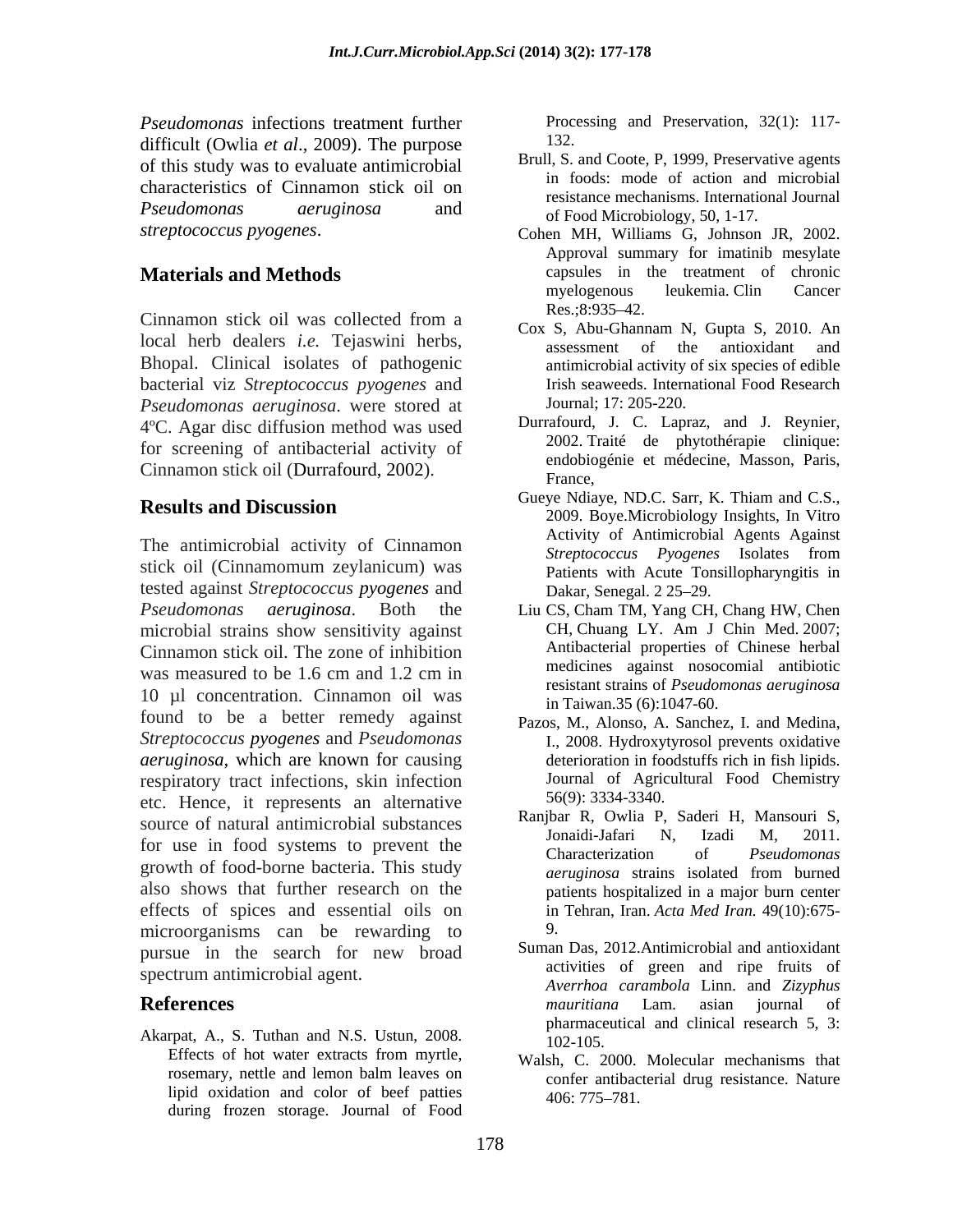*Pseudomonas* infections treatment further difficult (Owlia *et al*., 2009). The purpose of this study was to evaluate antimicrobial characteristics of Cinnamon stick oil on *Pseudomonas aeruginosa* and *streptococcus pyogenes*.

## Materials and Methods

Cinnamon stick oil was collected from a local herb dealers *i.e.* Tejaswini herbs, Bhopal. Clinical isolates of pathogenic bacterial viz *Streptococcus pyogenes* and *Pseudomonas aeruginosa*. were stored at 4ºC. Agar disc diffusion method was used for screening of antibacterial activity of Cinnamon stick oil (Durrafourd, 2002).

## Results and Discussion

The antimicrobial activity of Cinnamon stick oil (Cinnamomum zeylanicum) was tested against *Streptococcus pyogenes* and *Pseudomonas aeruginosa*. Both the microbial strains show sensitivity against Cinnamon stick oil. The zone of inhibition was measured to be 1.6 cm and 1.2 cm in 10 µl concentration. Cinnamon oil was found to be a better remedy against *Streptococcus pyogenes* and *Pseudomonas aeruginosa*, which are known for causing respiratory tract infections, skin infection etc. Hence, it represents an alternative source of natural antimicrobial substances for use in food systems to prevent the growth of food-borne bacteria. This study also shows that further research on the effects of spices and essential oils on microorganisms can be rewarding to pursue in the search for new broad spectrum antimicrobial agent.

## References

Akarpat, A., S. Tuthan and N.S. Ustun, 2008. Effects of hot water extracts from myrtle, rosemary, nettle and lemon balm leaves on lipid oxidation and color of beef patties during frozen storage. Journal of Food Processing and Preservation, 32(1): 117-132.

Brull, S. and Coote, P, 1999, Preservative agents in foods: mode of action and microbial resistance mechanisms. International Journal of Food Microbiology, 50, 1-17.

Cohen MH, Williams G, Johnson JR, 2002. Approval summary for imatinib mesylate capsules in the treatment of chronic myelogenous leukemia. Clin Cancer Res.;8:935–42.

Cox S, Abu-Ghannam N, Gupta S, 2010. An assessment of the antioxidant and antimicrobial activity of six species of edible Irish seaweeds. International Food Research Journal; 17: 205-220.

Durrafourd, J. C. Lapraz, and J. Reynier, 2002. Traité de phytothérapie clinique: endobiogénie et médecine, Masson, Paris, France,

Gueye Ndiaye, ND.C. Sarr, K. Thiam and C.S., 2009. Boye.Microbiology Insights, In Vitro Activity of Antimicrobial Agents Against *Streptococcus Pyogenes* Isolates from Patients with Acute Tonsillopharyngitis in Dakar, Senegal. 2 25–29.

Liu CS, Cham TM, Yang CH, Chang HW, Chen CH, Chuang LY. Am J Chin Med. 2007; Antibacterial properties of Chinese herbal medicines against nosocomial antibiotic resistant strains of *Pseudomonas aeruginosa* in Taiwan.35 (6):1047-60.

Pazos, M., Alonso, A. Sanchez, I. and Medina, I., 2008. Hydroxytyrosol prevents oxidative deterioration in foodstuffs rich in fish lipids. Journal of Agricultural Food Chemistry 56(9): 3334-3340.

Ranjbar R, Owlia P, Saderi H, Mansouri S, Jonaidi-Jafari N, Izadi M, 2011. Characterization of *Pseudomonas aeruginosa* strains isolated from burned patients hospitalized in a major burn center in Tehran, Iran. *Acta Med Iran.* 49(10):675-9.

Suman Das, 2012.Antimicrobial and antioxidant activities of green and ripe fruits of *Averrhoa carambola* Linn. and *Zizyphus mauritiana* Lam. asian journal of pharmaceutical and clinical research 5, 3: 102-105.

Walsh, C. 2000. Molecular mechanisms that confer antibacterial drug resistance. Nature 406: 775–781.